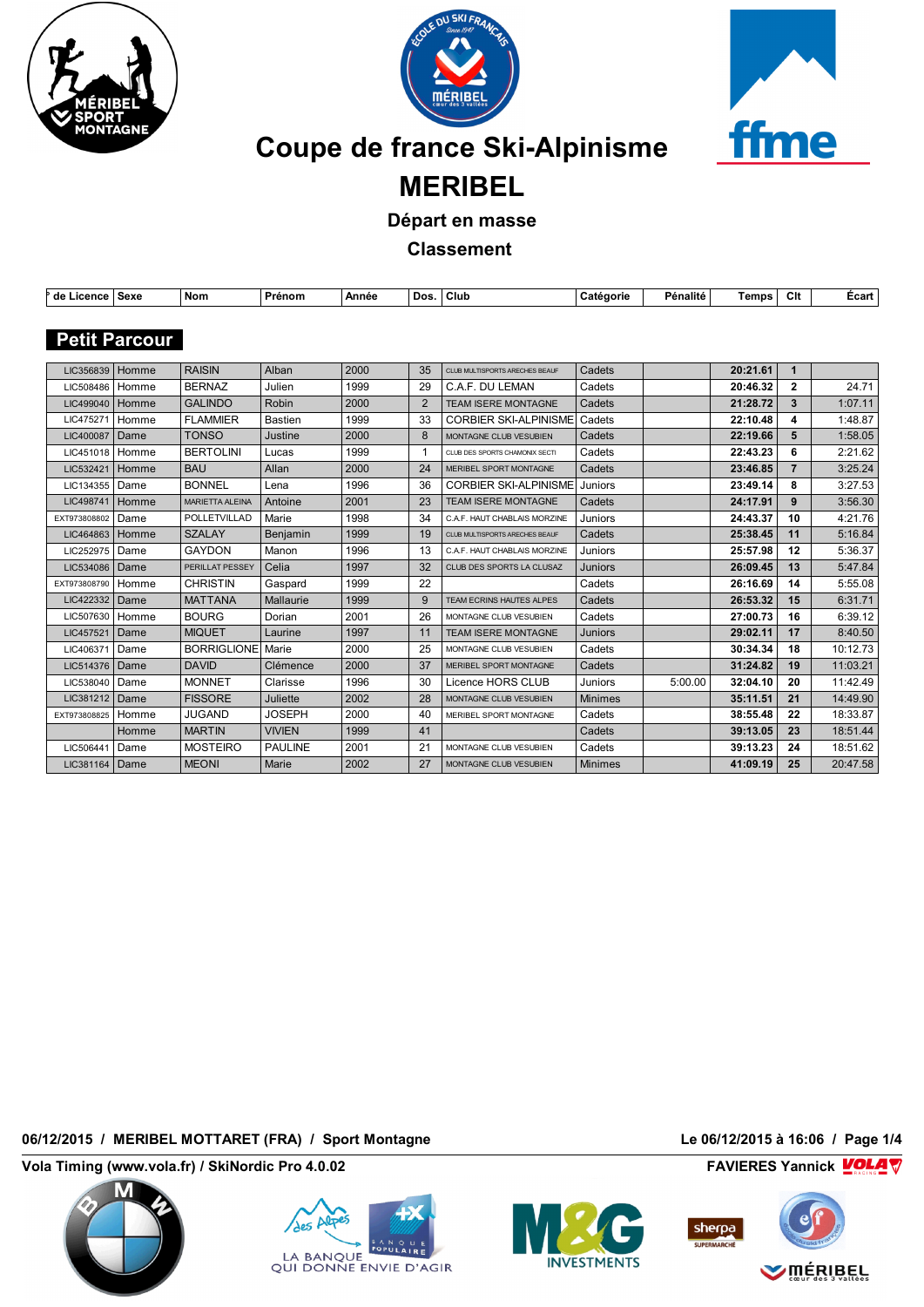# Coupe de france Ski-Alpinisme

# MERIBEL

### Départ en masse

### Classement

## Petit Parcour

| N° de Licence | Sexe | Nom | Prénom | Année | Dos. | Club | Catégorie | Pénalité | Temps | Clt | Écart |
|---|---|---|---|---|---|---|---|---|---|---|---|
| LIC356839 | Homme | RAISIN | Alban | 2000 | 35 | CLUB MULTISPORTS ARECHES BEAUF | Cadets | | **20:21.61** | **1** | |
| LIC508486 | Homme | BERNAZ | Julien | 1999 | 29 | C.A.F. DU LEMAN | Cadets | | **20:46.32** | **2** | 24.71 |
| LIC499040 | Homme | GALINDO | Robin | 2000 | 2 | TEAM ISERE MONTAGNE | Cadets | | **21:28.72** | **3** | 1:07.11 |
| LIC475271 | Homme | FLAMMIER | Bastien | 1999 | 33 | CORBIER SKI-ALPINISME | Cadets | | **22:10.48** | **4** | 1:48.87 |
| LIC400087 | Dame | TONSO | Justine | 2000 | 8 | MONTAGNE CLUB VESUBIEN | Cadets | | **22:19.66** | **5** | 1:58.05 |
| LIC451018 | Homme | BERTOLINI | Lucas | 1999 | 1 | CLUB DES SPORTS CHAMONIX SECTI | Cadets | | **22:43.23** | **6** | 2:21.62 |
| LIC532421 | Homme | BAU | Allan | 2000 | 24 | MERIBEL SPORT MONTAGNE | Cadets | | **23:46.85** | **7** | 3:25.24 |
| LIC134355 | Dame | BONNEL | Lena | 1996 | 36 | CORBIER SKI-ALPINISME | Juniors | | **23:49.14** | **8** | 3:27.53 |
| LIC498741 | Homme | MARIETTA ALEINA | Antoine | 2001 | 23 | TEAM ISERE MONTAGNE | Cadets | | **24:17.91** | **9** | 3:56.30 |
| EXT973808802 | Dame | POLLETVILLAD | Marie | 1998 | 34 | C.A.F. HAUT CHABLAIS MORZINE | Juniors | | **24:43.37** | **10** | 4:21.76 |
| LIC464863 | Homme | SZALAY | Benjamin | 1999 | 19 | CLUB MULTISPORTS ARECHES BEAUF | Cadets | | **25:38.45** | **11** | 5:16.84 |
| LIC252975 | Dame | GAYDON | Manon | 1996 | 13 | C.A.F. HAUT CHABLAIS MORZINE | Juniors | | **25:57.98** | **12** | 5:36.37 |
| LIC534086 | Dame | PERILLAT PESSEY | Celia | 1997 | 32 | CLUB DES SPORTS LA CLUSAZ | Juniors | | **26:09.45** | **13** | 5:47.84 |
| EXT973808790 | Homme | CHRISTIN | Gaspard | 1999 | 22 | | Cadets | | **26:16.69** | **14** | 5:55.08 |
| LIC422332 | Dame | MATTANA | Mallaurie | 1999 | 9 | TEAM ECRINS HAUTES ALPES | Cadets | | **26:53.32** | **15** | 6:31.71 |
| LIC507630 | Homme | BOURG | Dorian | 2001 | 26 | MONTAGNE CLUB VESUBIEN | Cadets | | **27:00.73** | **16** | 6:39.12 |
| LIC457521 | Dame | MIQUET | Laurine | 1997 | 11 | TEAM ISERE MONTAGNE | Juniors | | **29:02.11** | **17** | 8:40.50 |
| LIC406371 | Dame | BORRIGLIONE | Marie | 2000 | 25 | MONTAGNE CLUB VESUBIEN | Cadets | | **30:34.34** | **18** | 10:12.73 |
| LIC514376 | Dame | DAVID | Clémence | 2000 | 37 | MERIBEL SPORT MONTAGNE | Cadets | | **31:24.82** | **19** | 11:03.21 |
| LIC538040 | Dame | MONNET | Clarisse | 1996 | 30 | Licence HORS CLUB | Juniors | 5:00.00 | **32:04.10** | **20** | 11:42.49 |
| LIC381212 | Dame | FISSORE | Juliette | 2002 | 28 | MONTAGNE CLUB VESUBIEN | Minimes | | **35:11.51** | **21** | 14:49.90 |
| EXT973808825 | Homme | JUGAND | JOSEPH | 2000 | 40 | MERIBEL SPORT MONTAGNE | Cadets | | **38:55.48** | **22** | 18:33.87 |
| | Homme | MARTIN | VIVIEN | 1999 | 41 | | Cadets | | **39:13.05** | **23** | 18:51.44 |
| LIC506441 | Dame | MOSTEIRO | PAULINE | 2001 | 21 | MONTAGNE CLUB VESUBIEN | Cadets | | **39:13.23** | **24** | 18:51.62 |
| LIC381164 | Dame | MEONI | Marie | 2002 | 27 | MONTAGNE CLUB VESUBIEN | Minimes | | **41:09.19** | **25** | 20:47.58 |

**06/12/2015 / MERIBEL MOTTARET (FRA) / Sport Montagne** — **Le 06/12/2015 à 16:06**

**Vola Timing (www.vola.fr) / SkiNordic Pro 4.0.02** — **FAVIERES Yannick**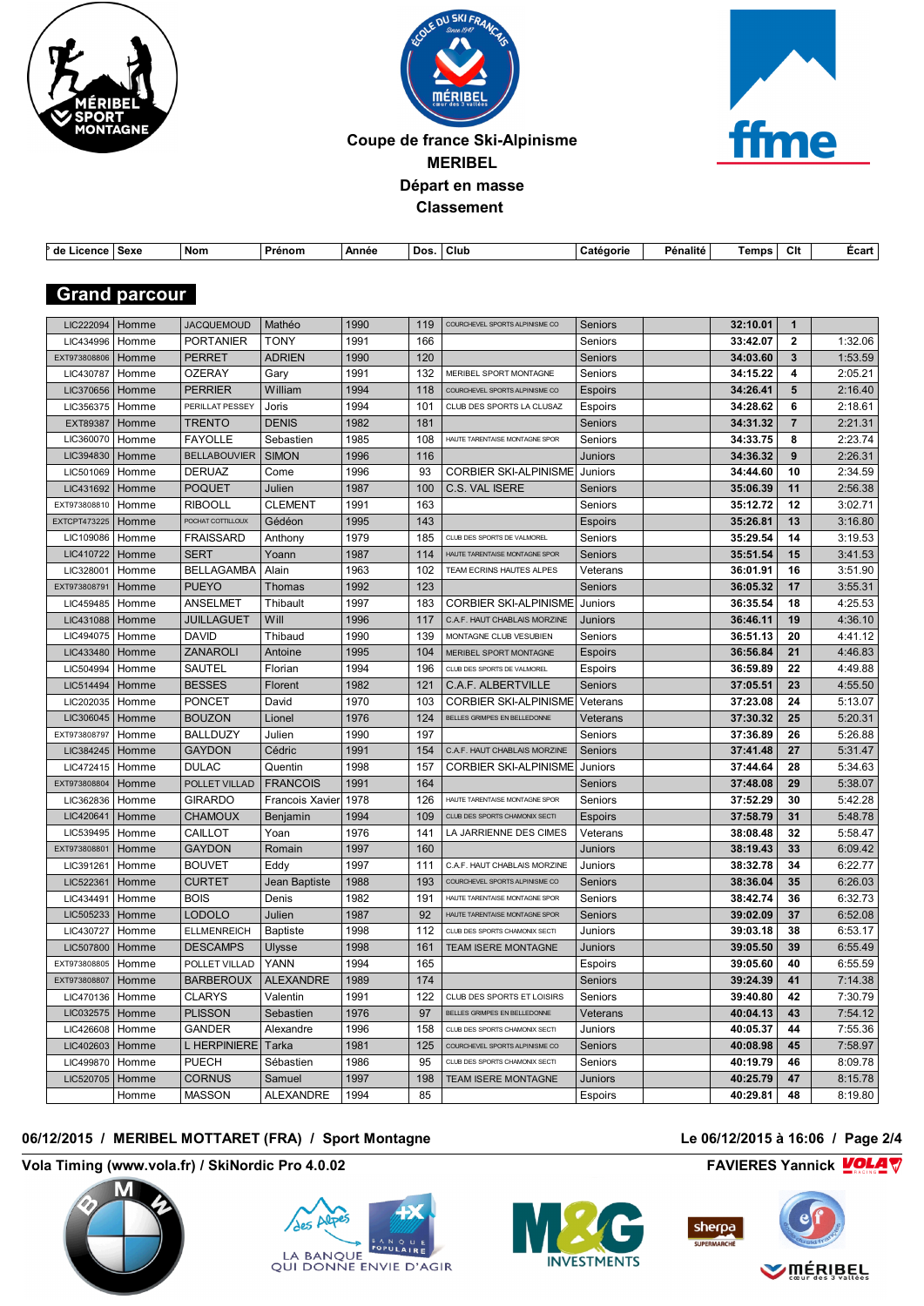# Coupe de france Ski-Alpinisme
## MERIBEL
## Départ en masse
## Classement

## Grand parcour

| N° de Licence | Sexe | Nom | Prénom | Année | Dos. | Club | Catégorie | Pénalité | Temps | Clt | Écart |
|---|---|---|---|---|---|---|---|---|---|---|---|
| LIC222094 | Homme | JACQUEMOUD | Mathéo | 1990 | 119 | COURCHEVEL SPORTS ALPINISME CO | Seniors | | 32:10.01 | 1 | |
| LIC434996 | Homme | PORTANIER | TONY | 1991 | 166 | | Seniors | | 33:42.07 | 2 | 1:32.06 |
| EXT973808806 | Homme | PERRET | ADRIEN | 1990 | 120 | | Seniors | | 34:03.60 | 3 | 1:53.59 |
| LIC430787 | Homme | OZERAY | Gary | 1991 | 132 | MERIBEL SPORT MONTAGNE | Seniors | | 34:15.22 | 4 | 2:05.21 |
| LIC370656 | Homme | PERRIER | William | 1994 | 118 | COURCHEVEL SPORTS ALPINISME CO | Espoirs | | 34:26.41 | 5 | 2:16.40 |
| LIC356375 | Homme | PERILLAT PESSEY | Joris | 1994 | 101 | CLUB DES SPORTS LA CLUSAZ | Espoirs | | 34:28.62 | 6 | 2:18.61 |
| EXT89387 | Homme | TRENTO | DENIS | 1982 | 181 | | Seniors | | 34:31.32 | 7 | 2:21.31 |
| LIC360070 | Homme | FAYOLLE | Sebastien | 1985 | 108 | HAUTE TARENTAISE MONTAGNE SPOR | Seniors | | 34:33.75 | 8 | 2:23.74 |
| LIC394830 | Homme | BELLABOUVIER | SIMON | 1996 | 116 | | Juniors | | 34:36.32 | 9 | 2:26.31 |
| LIC501069 | Homme | DERUAZ | Come | 1996 | 93 | CORBIER SKI-ALPINISME | Juniors | | 34:44.60 | 10 | 2:34.59 |
| LIC431692 | Homme | POQUET | Julien | 1987 | 100 | C.S. VAL ISERE | Seniors | | 35:06.39 | 11 | 2:56.38 |
| EXT973808810 | Homme | RIBOOLL | CLEMENT | 1991 | 163 | | Seniors | | 35:12.72 | 12 | 3:02.71 |
| EXTCPT473225 | Homme | POCHAT COTTILLOUX | Gédéon | 1995 | 143 | | Espoirs | | 35:26.81 | 13 | 3:16.80 |
| LIC109086 | Homme | FRAISSARD | Anthony | 1979 | 185 | CLUB DES SPORTS DE VALMOREL | Seniors | | 35:29.54 | 14 | 3:19.53 |
| LIC410722 | Homme | SERT | Yoann | 1987 | 114 | HAUTE TARENTAISE MONTAGNE SPOR | Seniors | | 35:51.54 | 15 | 3:41.53 |
| LIC328001 | Homme | BELLAGAMBA | Alain | 1963 | 102 | TEAM ECRINS HAUTES ALPES | Veterans | | 36:01.91 | 16 | 3:51.90 |
| EXT973808791 | Homme | PUEYO | Thomas | 1992 | 123 | | Seniors | | 36:05.32 | 17 | 3:55.31 |
| LIC459485 | Homme | ANSELMET | Thibault | 1997 | 183 | CORBIER SKI-ALPINISME | Juniors | | 36:35.54 | 18 | 4:25.53 |
| LIC431088 | Homme | JUILLAGUET | Will | 1996 | 117 | C.A.F. HAUT CHABLAIS MORZINE | Juniors | | 36:46.11 | 19 | 4:36.10 |
| LIC494075 | Homme | DAVID | Thibaud | 1990 | 139 | MONTAGNE CLUB VESUBIEN | Seniors | | 36:51.13 | 20 | 4:41.12 |
| LIC433480 | Homme | ZANAROLI | Antoine | 1995 | 104 | MERIBEL SPORT MONTAGNE | Espoirs | | 36:56.84 | 21 | 4:46.83 |
| LIC504994 | Homme | SAUTEL | Florian | 1994 | 196 | CLUB DES SPORTS DE VALMOREL | Espoirs | | 36:59.89 | 22 | 4:49.88 |
| LIC514494 | Homme | BESSES | Florent | 1982 | 121 | C.A.F. ALBERTVILLE | Seniors | | 37:05.51 | 23 | 4:55.50 |
| LIC202035 | Homme | PONCET | David | 1970 | 103 | CORBIER SKI-ALPINISME | Veterans | | 37:23.08 | 24 | 5:13.07 |
| LIC306045 | Homme | BOUZON | Lionel | 1976 | 124 | BELLES GRIMPES EN BELLEDONNE | Veterans | | 37:30.32 | 25 | 5:20.31 |
| EXT973808797 | Homme | BALLDUZY | Julien | 1990 | 197 | | Seniors | | 37:36.89 | 26 | 5:26.88 |
| LIC384245 | Homme | GAYDON | Cédric | 1991 | 154 | C.A.F. HAUT CHABLAIS MORZINE | Seniors | | 37:41.48 | 27 | 5:31.47 |
| LIC472415 | Homme | DULAC | Quentin | 1998 | 157 | CORBIER SKI-ALPINISME | Juniors | | 37:44.64 | 28 | 5:34.63 |
| EXT973808804 | Homme | POLLET VILLAD | FRANCOIS | 1991 | 164 | | Seniors | | 37:48.08 | 29 | 5:38.07 |
| LIC362836 | Homme | GIRARDO | Francois Xavier | 1978 | 126 | HAUTE TARENTAISE MONTAGNE SPOR | Seniors | | 37:52.29 | 30 | 5:42.28 |
| LIC420641 | Homme | CHAMOUX | Benjamin | 1994 | 109 | CLUB DES SPORTS CHAMONIX SECTI | Espoirs | | 37:58.79 | 31 | 5:48.78 |
| LIC539495 | Homme | CAILLOT | Yoan | 1976 | 141 | LA JARRIENNE DES CIMES | Veterans | | 38:08.48 | 32 | 5:58.47 |
| EXT973808801 | Homme | GAYDON | Romain | 1997 | 160 | | Juniors | | 38:19.43 | 33 | 6:09.42 |
| LIC391261 | Homme | BOUVET | Eddy | 1997 | 111 | C.A.F. HAUT CHABLAIS MORZINE | Juniors | | 38:32.78 | 34 | 6:22.77 |
| LIC522361 | Homme | CURTET | Jean Baptiste | 1988 | 193 | COURCHEVEL SPORTS ALPINISME CO | Seniors | | 38:36.04 | 35 | 6:26.03 |
| LIC434491 | Homme | BOIS | Denis | 1982 | 191 | HAUTE TARENTAISE MONTAGNE SPOR | Seniors | | 38:42.74 | 36 | 6:32.73 |
| LIC505233 | Homme | LODOLO | Julien | 1987 | 92 | HAUTE TARENTAISE MONTAGNE SPOR | Seniors | | 39:02.09 | 37 | 6:52.08 |
| LIC430727 | Homme | ELLMENREICH | Baptiste | 1998 | 112 | CLUB DES SPORTS CHAMONIX SECTI | Juniors | | 39:03.18 | 38 | 6:53.17 |
| LIC507800 | Homme | DESCAMPS | Ulysse | 1998 | 161 | TEAM ISERE MONTAGNE | Juniors | | 39:05.50 | 39 | 6:55.49 |
| EXT973808805 | Homme | POLLET VILLAD | YANN | 1994 | 165 | | Espoirs | | 39:05.60 | 40 | 6:55.59 |
| EXT973808807 | Homme | BARBEROUX | ALEXANDRE | 1989 | 174 | | Seniors | | 39:24.39 | 41 | 7:14.38 |
| LIC470136 | Homme | CLARYS | Valentin | 1991 | 122 | CLUB DES SPORTS ET LOISIRS | Seniors | | 39:40.80 | 42 | 7:30.79 |
| LIC032575 | Homme | PLISSON | Sebastien | 1976 | 97 | BELLES GRIMPES EN BELLEDONNE | Veterans | | 40:04.13 | 43 | 7:54.12 |
| LIC426608 | Homme | GANDER | Alexandre | 1996 | 158 | CLUB DES SPORTS CHAMONIX SECTI | Juniors | | 40:05.37 | 44 | 7:55.36 |
| LIC402603 | Homme | L HERPINIERE | Tarka | 1981 | 125 | COURCHEVEL SPORTS ALPINISME CO | Seniors | | 40:08.98 | 45 | 7:58.97 |
| LIC499870 | Homme | PUECH | Sébastien | 1986 | 95 | CLUB DES SPORTS CHAMONIX SECTI | Seniors | | 40:19.79 | 46 | 8:09.78 |
| LIC520705 | Homme | CORNUS | Samuel | 1997 | 198 | TEAM ISERE MONTAGNE | Juniors | | 40:25.79 | 47 | 8:15.78 |
| | Homme | MASSON | ALEXANDRE | 1994 | 85 | | Espoirs | | 40:29.81 | 48 | 8:19.80 |

06/12/2015 / MERIBEL MOTTARET (FRA) / Sport Montagne — Le 06/12/2015 à 16:06

Vola Timing (www.vola.fr) / SkiNordic Pro 4.0.02 — FAVIERES Yannick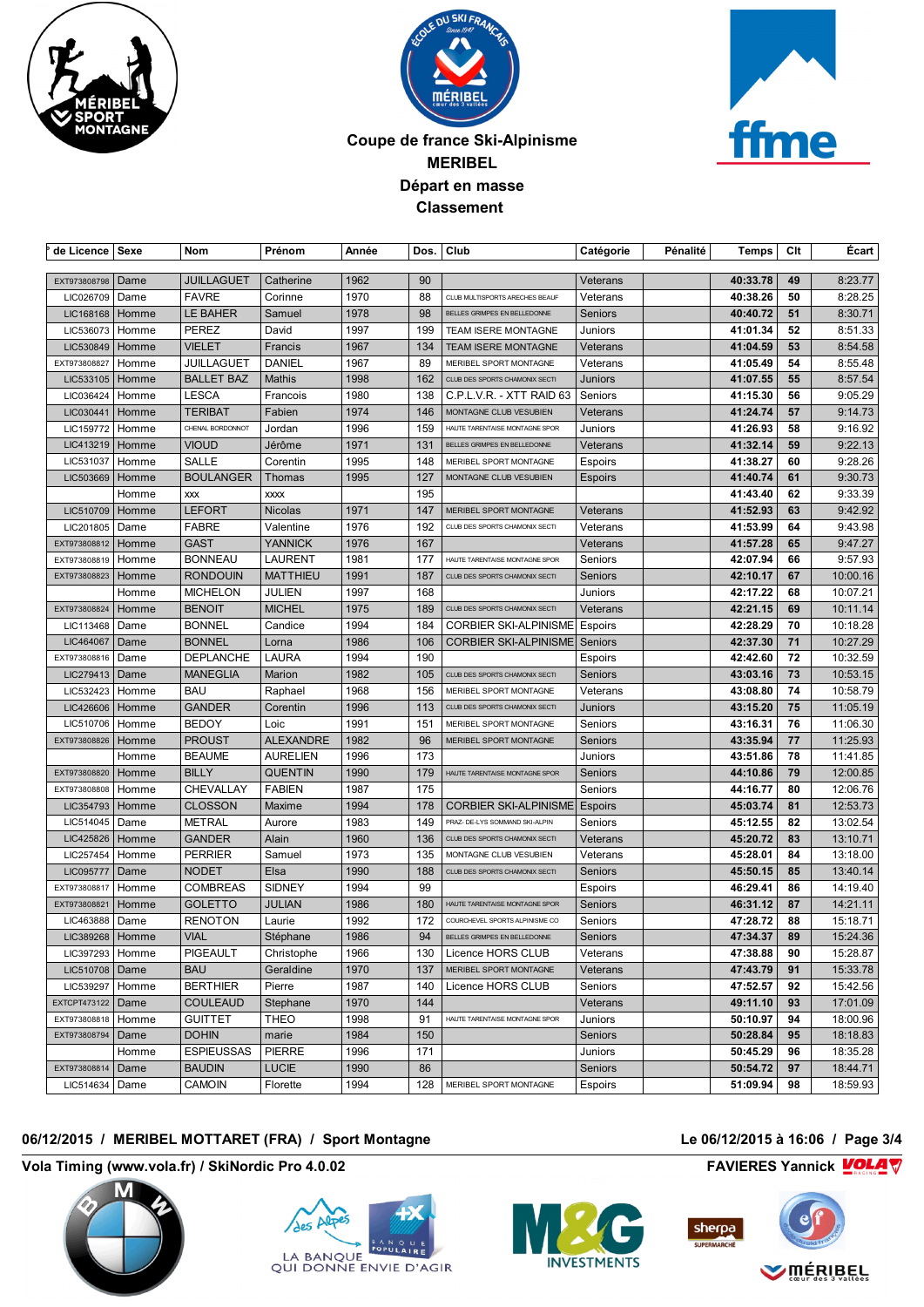# Coupe de france Ski-Alpinisme
## MERIBEL
## Départ en masse
## Classement

| ° de Licence | Sexe | Nom | Prénom | Année | Dos. | Club | Catégorie | Pénalité | Temps | Clt | Écart |
|---|---|---|---|---|---|---|---|---|---|---|---|
| EXT973808798 | Dame | JUILLAGUET | Catherine | 1962 | 90 | CLUB MULTISPORTS ARECHES BEAUF | Veterans | | 40:33.78 | 49 | 8:23.77 |
| LIC026709 | Dame | FAVRE | Corinne | 1970 | 88 | CLUB MULTISPORTS ARECHES BEAUF | Veterans | | 40:38.26 | 50 | 8:28.25 |
| LIC168168 | Homme | LE BAHER | Samuel | 1978 | 98 | BELLES GRIMPES EN BELLEDONNE | Seniors | | 40:40.72 | 51 | 8:30.71 |
| LIC536073 | Homme | PEREZ | David | 1997 | 199 | TEAM ISERE MONTAGNE | Juniors | | 41:01.34 | 52 | 8:51.33 |
| LIC530849 | Homme | VIELET | Francis | 1967 | 134 | TEAM ISERE MONTAGNE | Veterans | | 41:04.59 | 53 | 8:54.58 |
| EXT973808827 | Homme | JUILLAGUET | DANIEL | 1967 | 89 | MERIBEL SPORT MONTAGNE | Veterans | | 41:05.49 | 54 | 8:55.48 |
| LIC533105 | Homme | BALLET BAZ | Mathis | 1998 | 162 | CLUB DES SPORTS CHAMONIX SECTI | Juniors | | 41:07.55 | 55 | 8:57.54 |
| LIC036424 | Homme | LESCA | Francois | 1980 | 138 | C.P.L.V.R. - XTT RAID 63 | Seniors | | 41:15.30 | 56 | 9:05.29 |
| LIC030441 | Homme | TERIBAT | Fabien | 1974 | 146 | MONTAGNE CLUB VESUBIEN | Veterans | | 41:24.74 | 57 | 9:14.73 |
| LIC159772 | Homme | CHENAL BORDONNOT | Jordan | 1996 | 159 | HAUTE TARENTAISE MONTAGNE SPOR | Juniors | | 41:26.93 | 58 | 9:16.92 |
| LIC413219 | Homme | VIOUD | Jérôme | 1971 | 131 | BELLES GRIMPES EN BELLEDONNE | Veterans | | 41:32.14 | 59 | 9:22.13 |
| LIC531037 | Homme | SALLE | Corentin | 1995 | 148 | MERIBEL SPORT MONTAGNE | Espoirs | | 41:38.27 | 60 | 9:28.26 |
| LIC503669 | Homme | BOULANGER | Thomas | 1995 | 127 | MONTAGNE CLUB VESUBIEN | Espoirs | | 41:40.74 | 61 | 9:30.73 |
| | Homme | xxx | xxxx | | 195 | | | | 41:43.40 | 62 | 9:33.39 |
| LIC510709 | Homme | LEFORT | Nicolas | 1971 | 147 | MERIBEL SPORT MONTAGNE | Veterans | | 41:52.93 | 63 | 9:42.92 |
| LIC201805 | Dame | FABRE | Valentine | 1976 | 192 | CLUB DES SPORTS CHAMONIX SECTI | Veterans | | 41:53.99 | 64 | 9:43.98 |
| EXT973808812 | Homme | GAST | YANNICK | 1976 | 167 | | Veterans | | 41:57.28 | 65 | 9:47.27 |
| EXT973808819 | Homme | BONNEAU | LAURENT | 1981 | 177 | HAUTE TARENTAISE MONTAGNE SPOR | Seniors | | 42:07.94 | 66 | 9:57.93 |
| EXT973808823 | Homme | RONDOUIN | MATTHIEU | 1991 | 187 | CLUB DES SPORTS CHAMONIX SECTI | Seniors | | 42:10.17 | 67 | 10:00.16 |
| | Homme | MICHELON | JULIEN | 1997 | 168 | | Juniors | | 42:17.22 | 68 | 10:07.21 |
| EXT973808824 | Homme | BENOIT | MICHEL | 1975 | 189 | CLUB DES SPORTS CHAMONIX SECTI | Veterans | | 42:21.15 | 69 | 10:11.14 |
| LIC113468 | Dame | BONNEL | Candice | 1994 | 184 | CORBIER SKI-ALPINISME | Espoirs | | 42:28.29 | 70 | 10:18.28 |
| LIC464067 | Dame | BONNEL | Lorna | 1986 | 106 | CORBIER SKI-ALPINISME | Seniors | | 42:37.30 | 71 | 10:27.29 |
| EXT973808816 | Dame | DEPLANCHE | LAURA | 1994 | 190 | | Espoirs | | 42:42.60 | 72 | 10:32.59 |
| LIC279413 | Dame | MANEGLIA | Marion | 1982 | 105 | CLUB DES SPORTS CHAMONIX SECTI | Seniors | | 43:03.16 | 73 | 10:53.15 |
| LIC532423 | Homme | BAU | Raphael | 1968 | 156 | MERIBEL SPORT MONTAGNE | Veterans | | 43:08.80 | 74 | 10:58.79 |
| LIC426606 | Homme | GANDER | Corentin | 1996 | 113 | CLUB DES SPORTS CHAMONIX SECTI | Juniors | | 43:15.20 | 75 | 11:05.19 |
| LIC510706 | Homme | BEDOY | Loic | 1991 | 151 | MERIBEL SPORT MONTAGNE | Seniors | | 43:16.31 | 76 | 11:06.30 |
| EXT973808826 | Homme | PROUST | ALEXANDRE | 1982 | 96 | MERIBEL SPORT MONTAGNE | Seniors | | 43:35.94 | 77 | 11:25.93 |
| | Homme | BEAUME | AURELIEN | 1996 | 173 | | Juniors | | 43:51.86 | 78 | 11:41.85 |
| EXT973808820 | Homme | BILLY | QUENTIN | 1990 | 179 | HAUTE TARENTAISE MONTAGNE SPOR | Seniors | | 44:10.86 | 79 | 12:00.85 |
| EXT973808808 | Homme | CHEVALLAY | FABIEN | 1987 | 175 | | Seniors | | 44:16.77 | 80 | 12:06.76 |
| LIC354793 | Homme | CLOSSON | Maxime | 1994 | 178 | CORBIER SKI-ALPINISME | Espoirs | | 45:03.74 | 81 | 12:53.73 |
| LIC514045 | Dame | METRAL | Aurore | 1983 | 149 | PRAZ- DE-LYS SOMMAND SKI-ALPIN | Seniors | | 45:12.55 | 82 | 13:02.54 |
| LIC425826 | Homme | GANDER | Alain | 1960 | 136 | CLUB DES SPORTS CHAMONIX SECTI | Veterans | | 45:20.72 | 83 | 13:10.71 |
| LIC257454 | Homme | PERRIER | Samuel | 1973 | 135 | MONTAGNE CLUB VESUBIEN | Veterans | | 45:28.01 | 84 | 13:18.00 |
| LIC095777 | Dame | NODET | Elsa | 1990 | 188 | CLUB DES SPORTS CHAMONIX SECTI | Seniors | | 45:50.15 | 85 | 13:40.14 |
| EXT973808817 | Homme | COMBREAS | SIDNEY | 1994 | 99 | | Espoirs | | 46:29.41 | 86 | 14:19.40 |
| EXT973808821 | Homme | GOLETTO | JULIAN | 1986 | 180 | HAUTE TARENTAISE MONTAGNE SPOR | Seniors | | 46:31.12 | 87 | 14:21.11 |
| LIC463888 | Dame | RENOTON | Laurie | 1992 | 172 | COURCHEVEL SPORTS ALPINISME CO | Seniors | | 47:28.72 | 88 | 15:18.71 |
| LIC389268 | Homme | VIAL | Stéphane | 1986 | 94 | BELLES GRIMPES EN BELLEDONNE | Seniors | | 47:34.37 | 89 | 15:24.36 |
| LIC397293 | Homme | PIGEAULT | Christophe | 1966 | 130 | Licence HORS CLUB | Veterans | | 47:38.88 | 90 | 15:28.87 |
| LIC510708 | Dame | BAU | Geraldine | 1970 | 137 | MERIBEL SPORT MONTAGNE | Veterans | | 47:43.79 | 91 | 15:33.78 |
| LIC539297 | Homme | BERTHIER | Pierre | 1987 | 140 | Licence HORS CLUB | Seniors | | 47:52.57 | 92 | 15:42.56 |
| EXTCPT473122 | Dame | COULEAUD | Stephane | 1970 | 144 | | Veterans | | 49:11.10 | 93 | 17:01.09 |
| EXT973808818 | Homme | GUITTET | THEO | 1998 | 91 | HAUTE TARENTAISE MONTAGNE SPOR | Juniors | | 50:10.97 | 94 | 18:00.96 |
| EXT973808794 | Dame | DOHIN | marie | 1984 | 150 | | Seniors | | 50:28.84 | 95 | 18:18.83 |
| | Homme | ESPIEUSSAS | PIERRE | 1996 | 171 | | Juniors | | 50:45.29 | 96 | 18:35.28 |
| EXT973808814 | Dame | BAUDIN | LUCIE | 1990 | 86 | | Seniors | | 50:54.72 | 97 | 18:44.71 |
| LIC514634 | Dame | CAMOIN | Florette | 1994 | 128 | MERIBEL SPORT MONTAGNE | Espoirs | | 51:09.94 | 98 | 18:59.93 |

06/12/2015 / MERIBEL MOTTARET (FRA) / Sport Montagne — Le 06/12/2015 à 16:06

Vola Timing (www.vola.fr) / SkiNordic Pro 4.0.02 — FAVIERES Yannick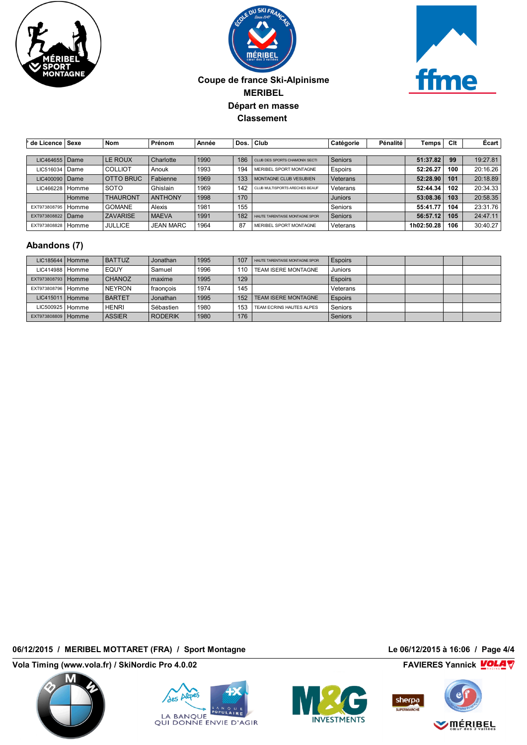Coupe de france Ski-Alpinisme

MERIBEL

Départ en masse

Classement

| N° de Licence | Sexe | Nom | Prénom | Année | Dos. | Club | Catégorie | Pénalité | Temps | Clt | Écart |
|---|---|---|---|---|---|---|---|---|---|---|---|
| LIC464655 | Dame | LE ROUX | Charlotte | 1990 | 186 | CLUB DES SPORTS CHAMONIX SECTI | Seniors | | **51:37.82** | **99** | 19:27.81 |
| LIC516034 | Dame | COLLIOT | Anouk | 1993 | 194 | MERIBEL SPORT MONTAGNE | Espoirs | | **52:26.27** | **100** | 20:16.26 |
| LIC400090 | Dame | OTTO BRUC | Fabienne | 1969 | 133 | MONTAGNE CLUB VESUBIEN | Veterans | | **52:28.90** | **101** | 20:18.89 |
| LIC466228 | Homme | SOTO | Ghislain | 1969 | 142 | CLUB MULTISPORTS ARECHES BEAUF | Veterans | | **52:44.34** | **102** | 20:34.33 |
| | Homme | THAURONT | ANTHONY | 1998 | 170 | | Juniors | | **53:08.36** | **103** | 20:58.35 |
| EXT973808795 | Homme | GOMANE | Alexis | 1981 | 155 | | Seniors | | **55:41.77** | **104** | 23:31.76 |
| EXT973808822 | Dame | ZAVARISE | MAEVA | 1991 | 182 | HAUTE TARENTAISE MONTAGNE SPOR | Seniors | | **56:57.12** | **105** | 24:47.11 |
| EXT973808828 | Homme | JULLICE | JEAN MARC | 1964 | 87 | MERIBEL SPORT MONTAGNE | Veterans | | **1h02:50.28** | **106** | 30:40.27 |

## Abandons (7)

| N° de Licence | Sexe | Nom | Prénom | Année | Dos. | Club | Catégorie | Pénalité | Temps | Clt | Écart |
|---|---|---|---|---|---|---|---|---|---|---|---|
| LIC185644 | Homme | BATTUZ | Jonathan | 1995 | 107 | HAUTE TARENTAISE MONTAGNE SPOR | Espoirs | | | | |
| LIC414988 | Homme | EQUY | Samuel | 1996 | 110 | TEAM ISERE MONTAGNE | Juniors | | | | |
| EXT973808793 | Homme | CHANOZ | maxime | 1995 | 129 | | Espoirs | | | | |
| EXT973808796 | Homme | NEYRON | fraonçois | 1974 | 145 | | Veterans | | | | |
| LIC415011 | Homme | BARTET | Jonathan | 1995 | 152 | TEAM ISERE MONTAGNE | Espoirs | | | | |
| LIC500925 | Homme | HENRI | Sébastien | 1980 | 153 | TEAM ECRINS HAUTES ALPES | Seniors | | | | |
| EXT973808809 | Homme | ASSIER | RODERIK | 1980 | 176 | | Seniors | | | | |